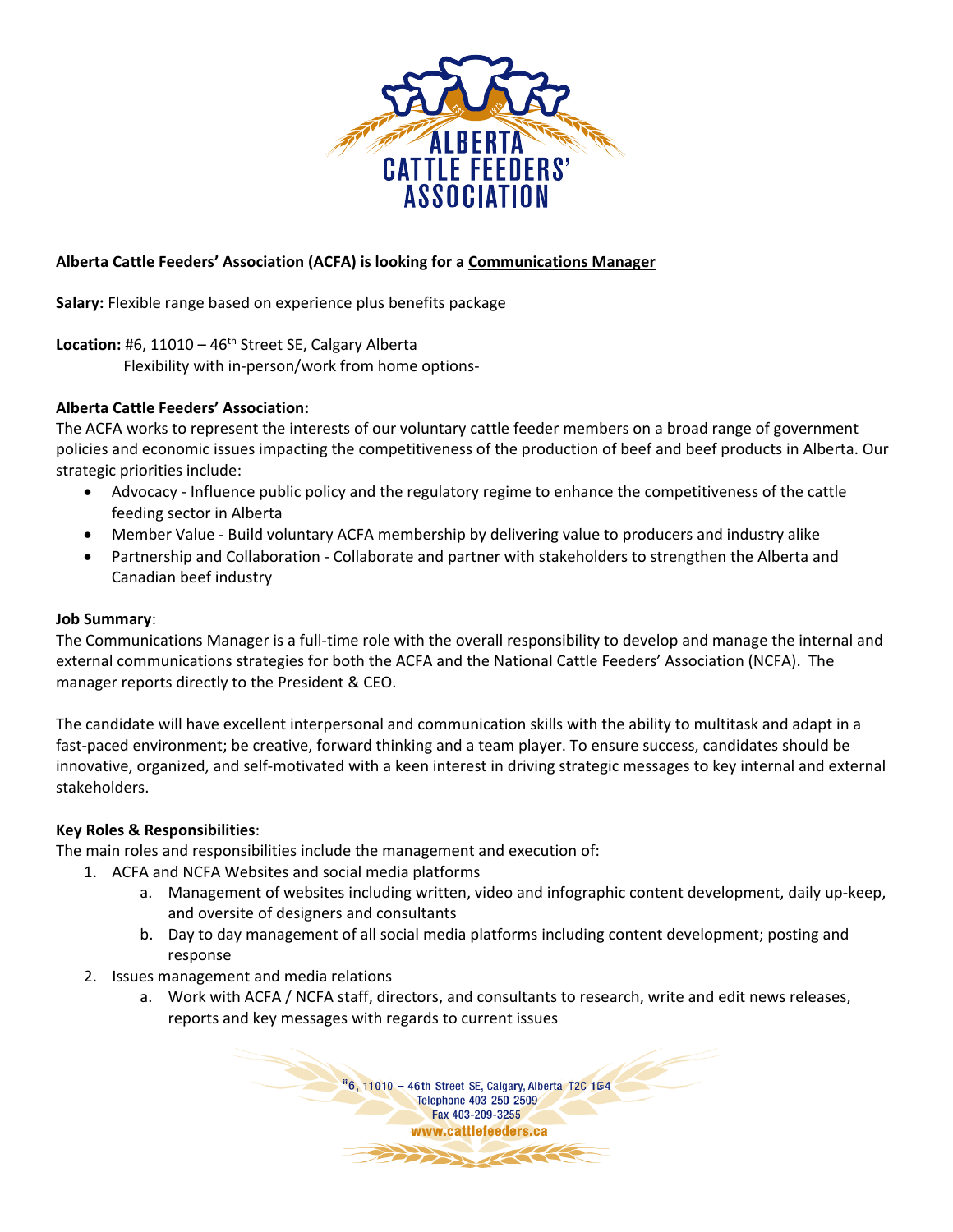**Alberta Cattle Feeders' Association (ACFA) is looking for a Communications Manager**

**Salary:** Flexible range based on experience plus benefits package

**Location:** #6, 11010 – 46th Street SE, Calgary Alberta
Flexibility with in-person/work from home options-

**Alberta Cattle Feeders' Association:**

The ACFA works to represent the interests of our voluntary cattle feeder members on a broad range of government policies and economic issues impacting the competitiveness of the production of beef and beef products in Alberta. Our strategic priorities include:

- Advocacy - Influence public policy and the regulatory regime to enhance the competitiveness of the cattle feeding sector in Alberta
- Member Value - Build voluntary ACFA membership by delivering value to producers and industry alike
- Partnership and Collaboration - Collaborate and partner with stakeholders to strengthen the Alberta and Canadian beef industry

**Job Summary**:

The Communications Manager is a full-time role with the overall responsibility to develop and manage the internal and external communications strategies for both the ACFA and the National Cattle Feeders' Association (NCFA). The manager reports directly to the President & CEO.

The candidate will have excellent interpersonal and communication skills with the ability to multitask and adapt in a fast-paced environment; be creative, forward thinking and a team player. To ensure success, candidates should be innovative, organized, and self-motivated with a keen interest in driving strategic messages to key internal and external stakeholders.

**Key Roles & Responsibilities**:

The main roles and responsibilities include the management and execution of:

1. ACFA and NCFA Websites and social media platforms
   a. Management of websites including written, video and infographic content development, daily up-keep, and oversite of designers and consultants
   b. Day to day management of all social media platforms including content development; posting and response
2. Issues management and media relations
   a. Work with ACFA / NCFA staff, directors, and consultants to research, write and edit news releases, reports and key messages with regards to current issues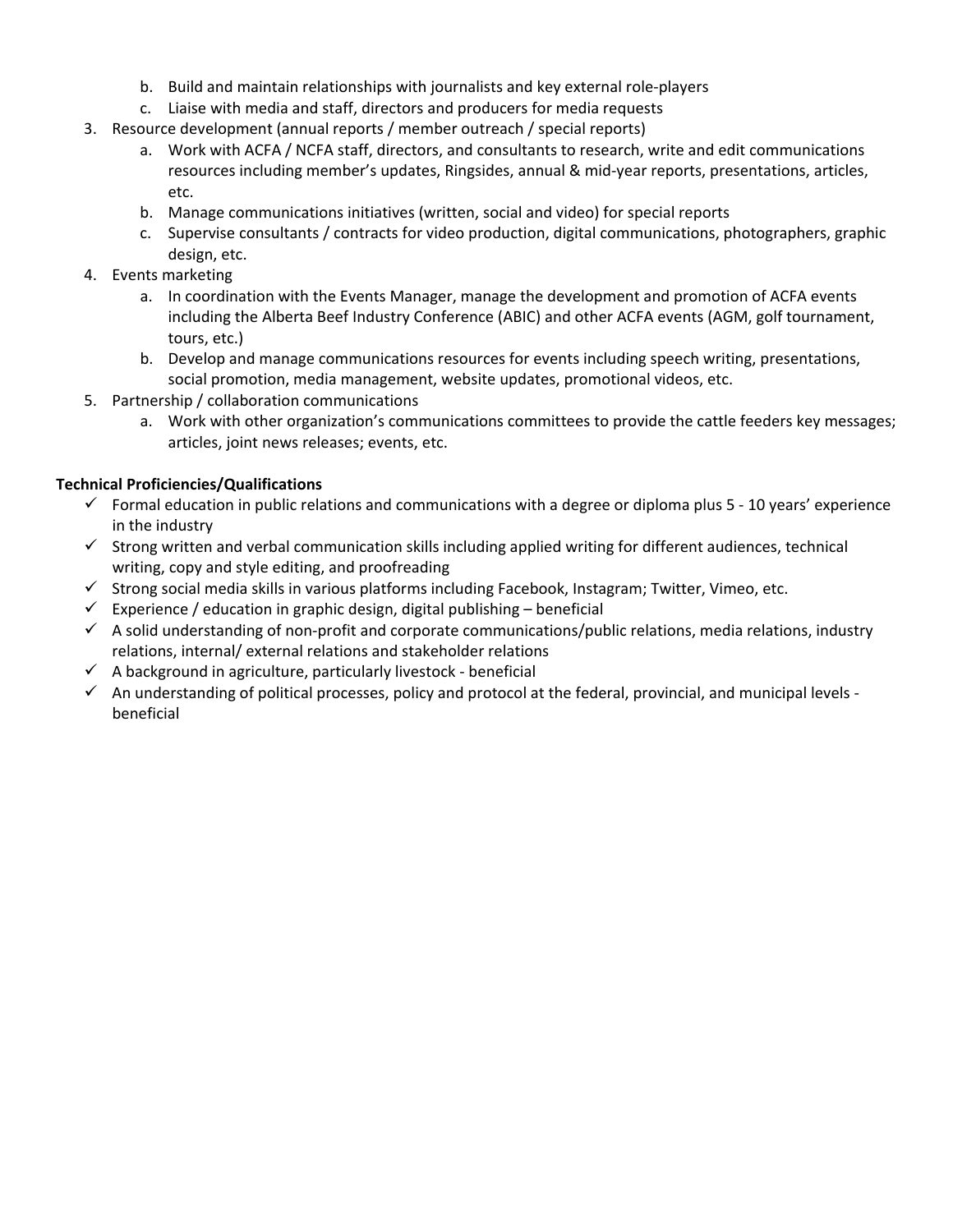b. Build and maintain relationships with journalists and key external role-players
   c. Liaise with media and staff, directors and producers for media requests
3. Resource development (annual reports / member outreach / special reports)
   a. Work with ACFA / NCFA staff, directors, and consultants to research, write and edit communications resources including member's updates, Ringsides, annual & mid-year reports, presentations, articles, etc.
   b. Manage communications initiatives (written, social and video) for special reports
   c. Supervise consultants / contracts for video production, digital communications, photographers, graphic design, etc.
4. Events marketing
   a. In coordination with the Events Manager, manage the development and promotion of ACFA events including the Alberta Beef Industry Conference (ABIC) and other ACFA events (AGM, golf tournament, tours, etc.)
   b. Develop and manage communications resources for events including speech writing, presentations, social promotion, media management, website updates, promotional videos, etc.
5. Partnership / collaboration communications
   a. Work with other organization's communications committees to provide the cattle feeders key messages; articles, joint news releases; events, etc.

**Technical Proficiencies/Qualifications**

- ✓ Formal education in public relations and communications with a degree or diploma plus 5 - 10 years' experience in the industry
- ✓ Strong written and verbal communication skills including applied writing for different audiences, technical writing, copy and style editing, and proofreading
- ✓ Strong social media skills in various platforms including Facebook, Instagram; Twitter, Vimeo, etc.
- ✓ Experience / education in graphic design, digital publishing – beneficial
- ✓ A solid understanding of non-profit and corporate communications/public relations, media relations, industry relations, internal/ external relations and stakeholder relations
- ✓ A background in agriculture, particularly livestock - beneficial
- ✓ An understanding of political processes, policy and protocol at the federal, provincial, and municipal levels - beneficial